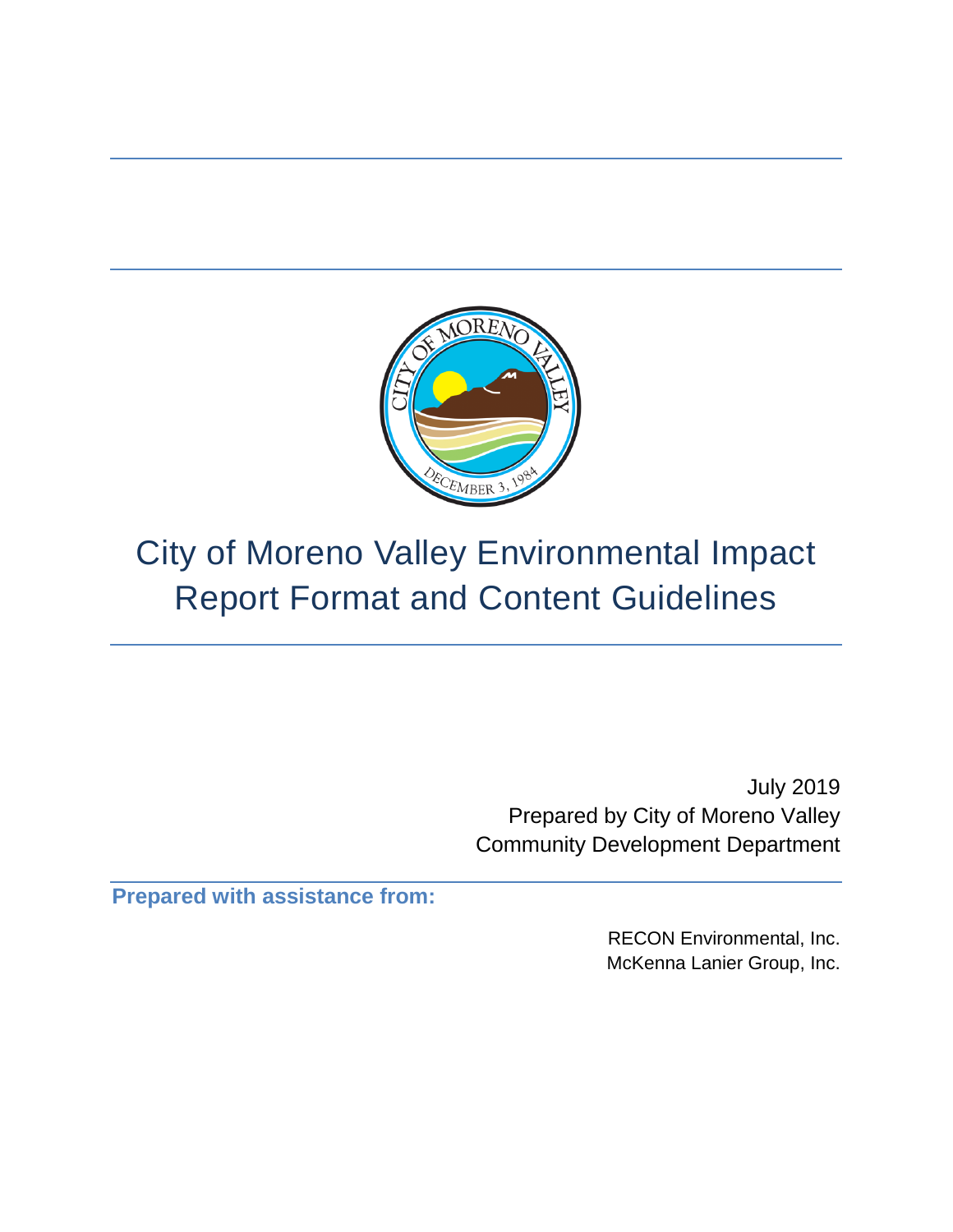# City of Moreno Valley Environmental Impact Report Format and Content Guidelines

July 2019
Prepared by City of Moreno Valley
Community Development Department

**Prepared with assistance from:**

RECON Environmental, Inc.
McKenna Lanier Group, Inc.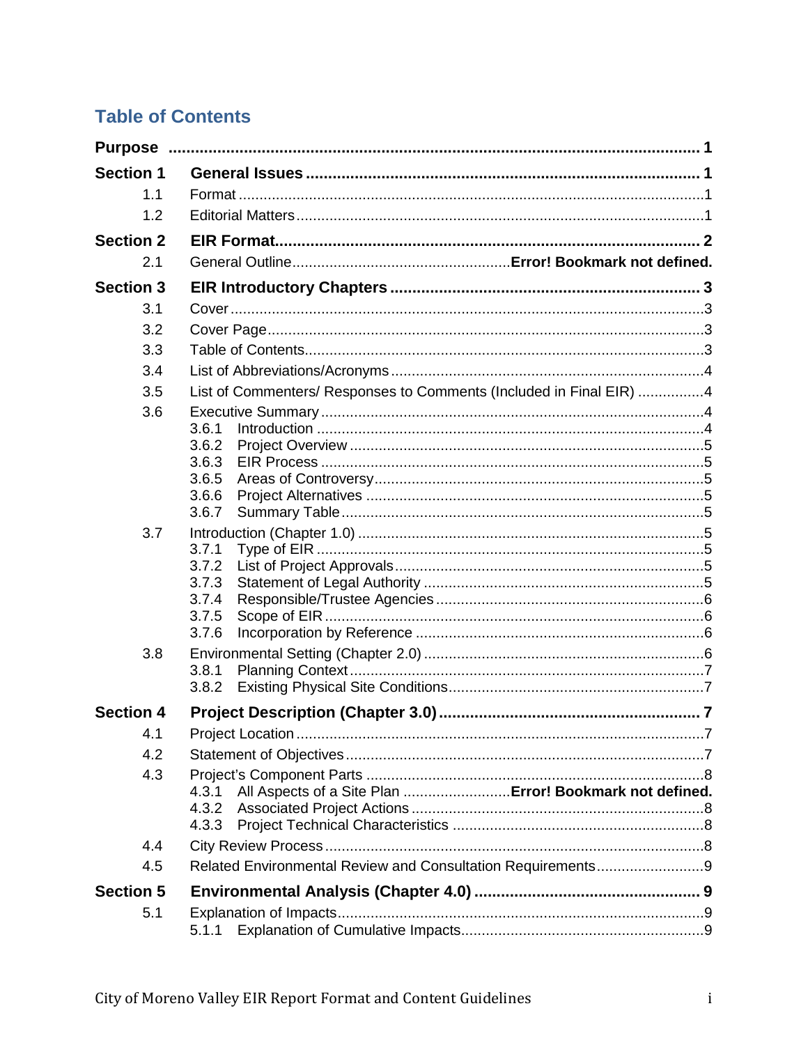# Table of Contents

**Purpose** .......... **1**

**Section 1 General Issues** .......... **1**

- 1.1 Format .......... 1
- 1.2 Editorial Matters .......... 1

**Section 2 EIR Format** .......... **2**

- 2.1 General Outline .......... **Error! Bookmark not defined.**

**Section 3 EIR Introductory Chapters** .......... **3**

- 3.1 Cover .......... 3
- 3.2 Cover Page .......... 3
- 3.3 Table of Contents .......... 3
- 3.4 List of Abbreviations/Acronyms .......... 4
- 3.5 List of Commenters/ Responses to Comments (Included in Final EIR) .......... 4
- 3.6 Executive Summary .......... 4
  - 3.6.1 Introduction .......... 4
  - 3.6.2 Project Overview .......... 5
  - 3.6.3 EIR Process .......... 5
  - 3.6.5 Areas of Controversy .......... 5
  - 3.6.6 Project Alternatives .......... 5
  - 3.6.7 Summary Table .......... 5
- 3.7 Introduction (Chapter 1.0) .......... 5
  - 3.7.1 Type of EIR .......... 5
  - 3.7.2 List of Project Approvals .......... 5
  - 3.7.3 Statement of Legal Authority .......... 5
  - 3.7.4 Responsible/Trustee Agencies .......... 6
  - 3.7.5 Scope of EIR .......... 6
  - 3.7.6 Incorporation by Reference .......... 6
- 3.8 Environmental Setting (Chapter 2.0) .......... 6
  - 3.8.1 Planning Context .......... 7
  - 3.8.2 Existing Physical Site Conditions .......... 7

**Section 4 Project Description (Chapter 3.0)** .......... **7**

- 4.1 Project Location .......... 7
- 4.2 Statement of Objectives .......... 7
- 4.3 Project's Component Parts .......... 8
  - 4.3.1 All Aspects of a Site Plan .......... **Error! Bookmark not defined.**
  - 4.3.2 Associated Project Actions .......... 8
  - 4.3.3 Project Technical Characteristics .......... 8
- 4.4 City Review Process .......... 8
- 4.5 Related Environmental Review and Consultation Requirements .......... 9

**Section 5 Environmental Analysis (Chapter 4.0)** .......... **9**

- 5.1 Explanation of Impacts .......... 9
  - 5.1.1 Explanation of Cumulative Impacts .......... 9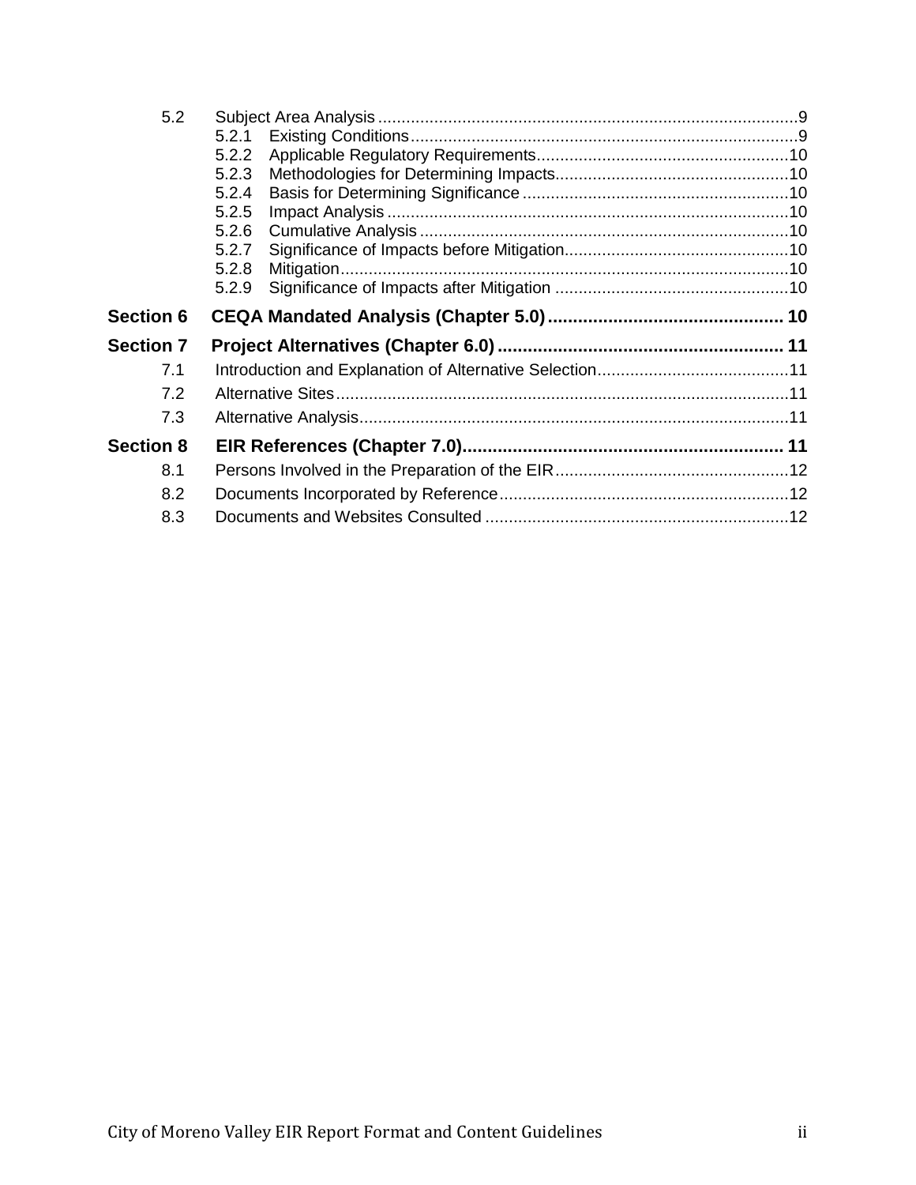- 5.2 Subject Area Analysis ..... 9
  - 5.2.1 Existing Conditions ..... 9
  - 5.2.2 Applicable Regulatory Requirements ..... 10
  - 5.2.3 Methodologies for Determining Impacts ..... 10
  - 5.2.4 Basis for Determining Significance ..... 10
  - 5.2.5 Impact Analysis ..... 10
  - 5.2.6 Cumulative Analysis ..... 10
  - 5.2.7 Significance of Impacts before Mitigation ..... 10
  - 5.2.8 Mitigation ..... 10
  - 5.2.9 Significance of Impacts after Mitigation ..... 10

**Section 6 CEQA Mandated Analysis (Chapter 5.0) ..... 10**

**Section 7 Project Alternatives (Chapter 6.0) ..... 11**

- 7.1 Introduction and Explanation of Alternative Selection ..... 11
- 7.2 Alternative Sites ..... 11
- 7.3 Alternative Analysis ..... 11

**Section 8 EIR References (Chapter 7.0) ..... 11**

- 8.1 Persons Involved in the Preparation of the EIR ..... 12
- 8.2 Documents Incorporated by Reference ..... 12
- 8.3 Documents and Websites Consulted ..... 12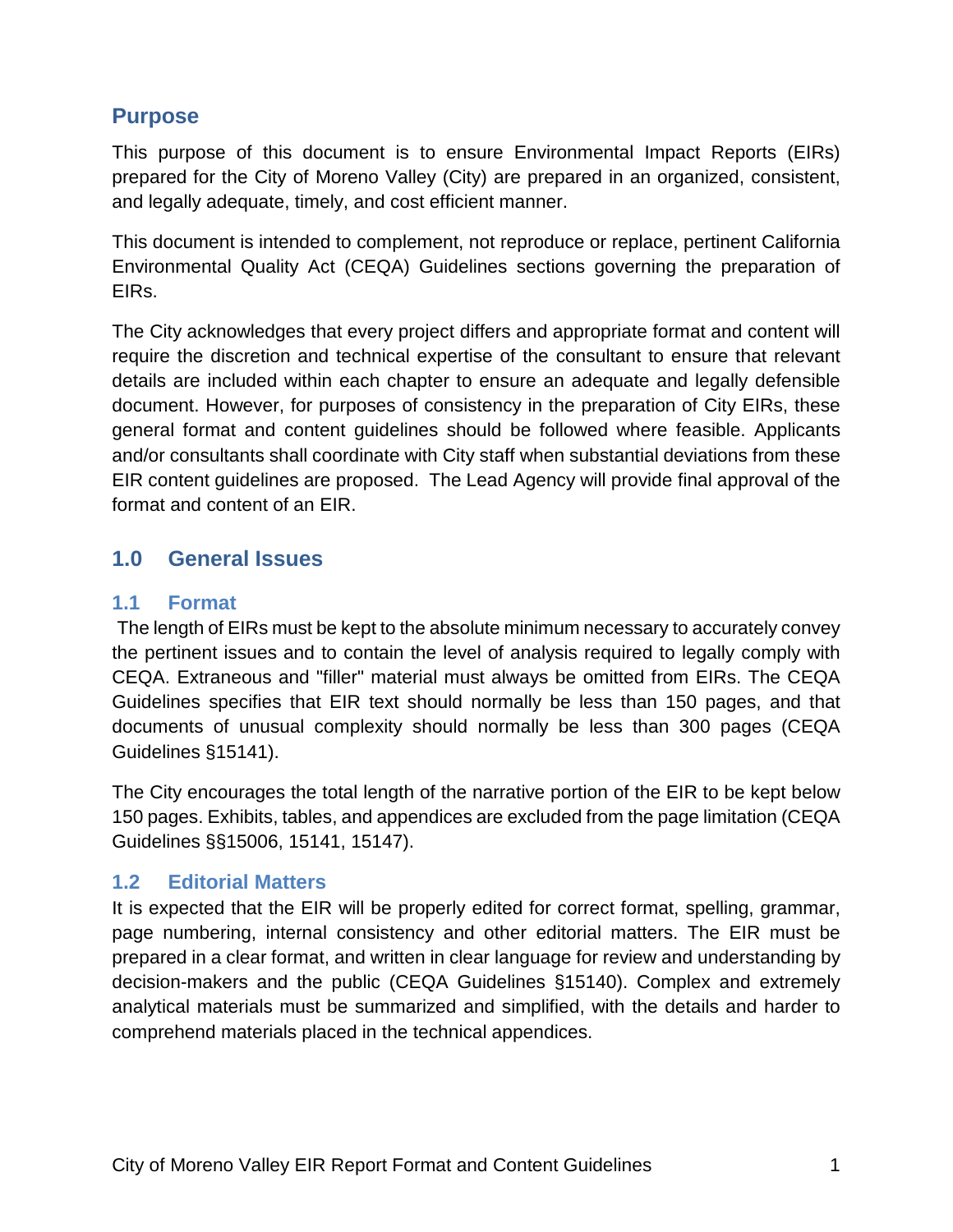## Purpose

This purpose of this document is to ensure Environmental Impact Reports (EIRs) prepared for the City of Moreno Valley (City) are prepared in an organized, consistent, and legally adequate, timely, and cost efficient manner.

This document is intended to complement, not reproduce or replace, pertinent California Environmental Quality Act (CEQA) Guidelines sections governing the preparation of EIRs.

The City acknowledges that every project differs and appropriate format and content will require the discretion and technical expertise of the consultant to ensure that relevant details are included within each chapter to ensure an adequate and legally defensible document. However, for purposes of consistency in the preparation of City EIRs, these general format and content guidelines should be followed where feasible. Applicants and/or consultants shall coordinate with City staff when substantial deviations from these EIR content guidelines are proposed. The Lead Agency will provide final approval of the format and content of an EIR.

## 1.0 General Issues

### 1.1 Format

The length of EIRs must be kept to the absolute minimum necessary to accurately convey the pertinent issues and to contain the level of analysis required to legally comply with CEQA. Extraneous and "filler" material must always be omitted from EIRs. The CEQA Guidelines specifies that EIR text should normally be less than 150 pages, and that documents of unusual complexity should normally be less than 300 pages (CEQA Guidelines §15141).

The City encourages the total length of the narrative portion of the EIR to be kept below 150 pages. Exhibits, tables, and appendices are excluded from the page limitation (CEQA Guidelines §§15006, 15141, 15147).

### 1.2 Editorial Matters

It is expected that the EIR will be properly edited for correct format, spelling, grammar, page numbering, internal consistency and other editorial matters. The EIR must be prepared in a clear format, and written in clear language for review and understanding by decision-makers and the public (CEQA Guidelines §15140). Complex and extremely analytical materials must be summarized and simplified, with the details and harder to comprehend materials placed in the technical appendices.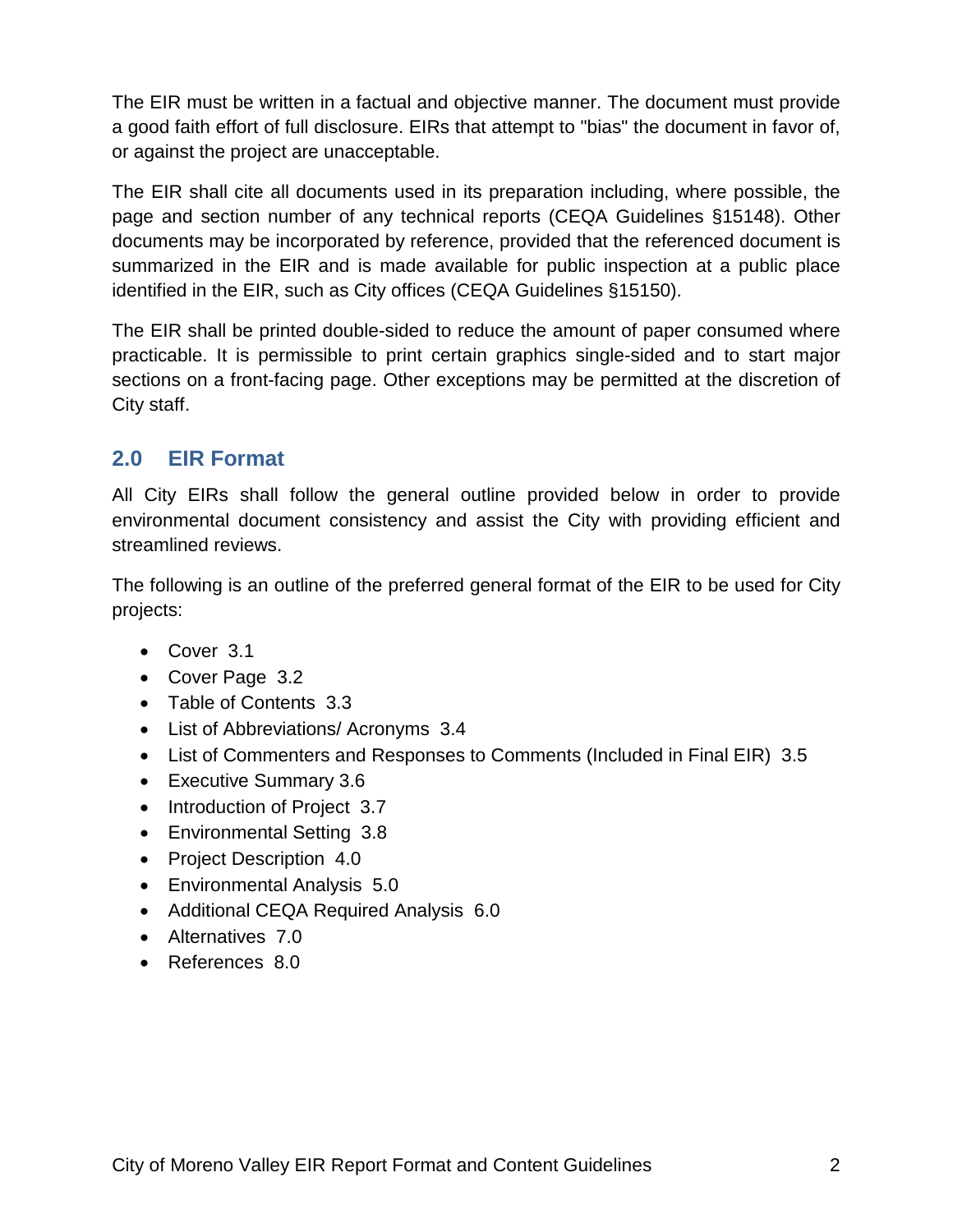The EIR must be written in a factual and objective manner. The document must provide a good faith effort of full disclosure. EIRs that attempt to "bias" the document in favor of, or against the project are unacceptable.

The EIR shall cite all documents used in its preparation including, where possible, the page and section number of any technical reports (CEQA Guidelines §15148). Other documents may be incorporated by reference, provided that the referenced document is summarized in the EIR and is made available for public inspection at a public place identified in the EIR, such as City offices (CEQA Guidelines §15150).

The EIR shall be printed double-sided to reduce the amount of paper consumed where practicable. It is permissible to print certain graphics single-sided and to start major sections on a front-facing page. Other exceptions may be permitted at the discretion of City staff.

## 2.0 EIR Format

All City EIRs shall follow the general outline provided below in order to provide environmental document consistency and assist the City with providing efficient and streamlined reviews.

The following is an outline of the preferred general format of the EIR to be used for City projects:

- Cover 3.1
- Cover Page 3.2
- Table of Contents 3.3
- List of Abbreviations/ Acronyms 3.4
- List of Commenters and Responses to Comments (Included in Final EIR) 3.5
- Executive Summary 3.6
- Introduction of Project 3.7
- Environmental Setting 3.8
- Project Description 4.0
- Environmental Analysis 5.0
- Additional CEQA Required Analysis 6.0
- Alternatives 7.0
- References 8.0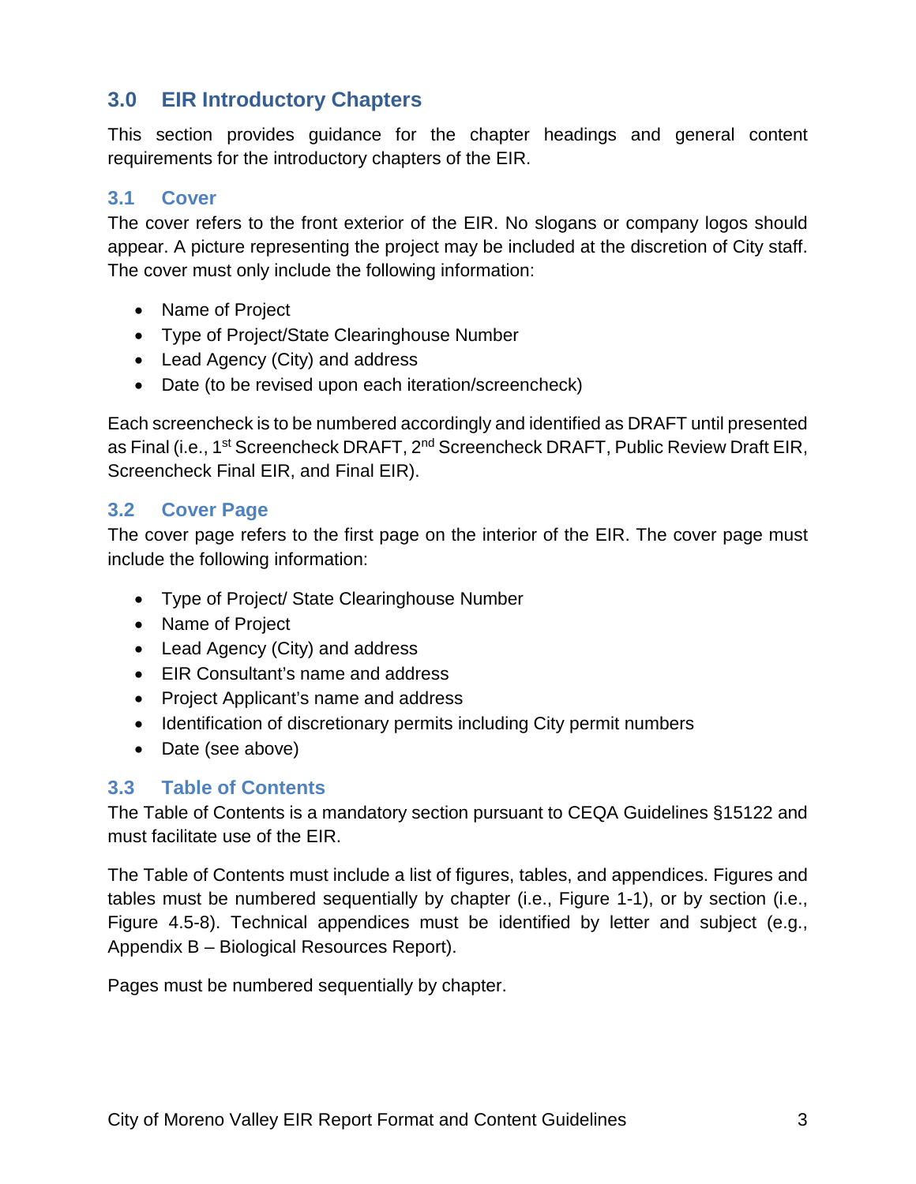## 3.0 EIR Introductory Chapters

This section provides guidance for the chapter headings and general content requirements for the introductory chapters of the EIR.

### 3.1 Cover

The cover refers to the front exterior of the EIR. No slogans or company logos should appear. A picture representing the project may be included at the discretion of City staff. The cover must only include the following information:

- Name of Project
- Type of Project/State Clearinghouse Number
- Lead Agency (City) and address
- Date (to be revised upon each iteration/screencheck)

Each screencheck is to be numbered accordingly and identified as DRAFT until presented as Final (i.e., 1st Screencheck DRAFT, 2nd Screencheck DRAFT, Public Review Draft EIR, Screencheck Final EIR, and Final EIR).

### 3.2 Cover Page

The cover page refers to the first page on the interior of the EIR. The cover page must include the following information:

- Type of Project/ State Clearinghouse Number
- Name of Project
- Lead Agency (City) and address
- EIR Consultant's name and address
- Project Applicant's name and address
- Identification of discretionary permits including City permit numbers
- Date (see above)

### 3.3 Table of Contents

The Table of Contents is a mandatory section pursuant to CEQA Guidelines §15122 and must facilitate use of the EIR.

The Table of Contents must include a list of figures, tables, and appendices. Figures and tables must be numbered sequentially by chapter (i.e., Figure 1-1), or by section (i.e., Figure 4.5-8). Technical appendices must be identified by letter and subject (e.g., Appendix B – Biological Resources Report).

Pages must be numbered sequentially by chapter.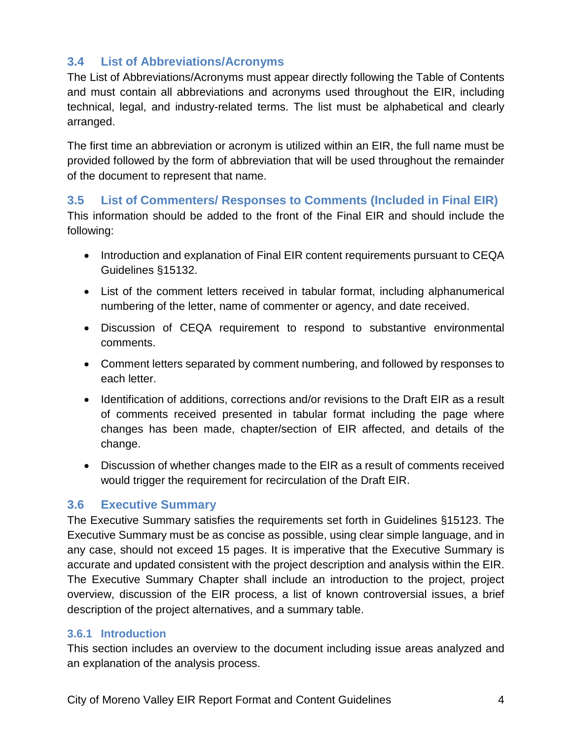## 3.4 List of Abbreviations/Acronyms

The List of Abbreviations/Acronyms must appear directly following the Table of Contents and must contain all abbreviations and acronyms used throughout the EIR, including technical, legal, and industry-related terms. The list must be alphabetical and clearly arranged.

The first time an abbreviation or acronym is utilized within an EIR, the full name must be provided followed by the form of abbreviation that will be used throughout the remainder of the document to represent that name.

## 3.5 List of Commenters/ Responses to Comments (Included in Final EIR)

This information should be added to the front of the Final EIR and should include the following:

- Introduction and explanation of Final EIR content requirements pursuant to CEQA Guidelines §15132.
- List of the comment letters received in tabular format, including alphanumerical numbering of the letter, name of commenter or agency, and date received.
- Discussion of CEQA requirement to respond to substantive environmental comments.
- Comment letters separated by comment numbering, and followed by responses to each letter.
- Identification of additions, corrections and/or revisions to the Draft EIR as a result of comments received presented in tabular format including the page where changes has been made, chapter/section of EIR affected, and details of the change.
- Discussion of whether changes made to the EIR as a result of comments received would trigger the requirement for recirculation of the Draft EIR.

## 3.6 Executive Summary

The Executive Summary satisfies the requirements set forth in Guidelines §15123. The Executive Summary must be as concise as possible, using clear simple language, and in any case, should not exceed 15 pages. It is imperative that the Executive Summary is accurate and updated consistent with the project description and analysis within the EIR. The Executive Summary Chapter shall include an introduction to the project, project overview, discussion of the EIR process, a list of known controversial issues, a brief description of the project alternatives, and a summary table.

### 3.6.1 Introduction

This section includes an overview to the document including issue areas analyzed and an explanation of the analysis process.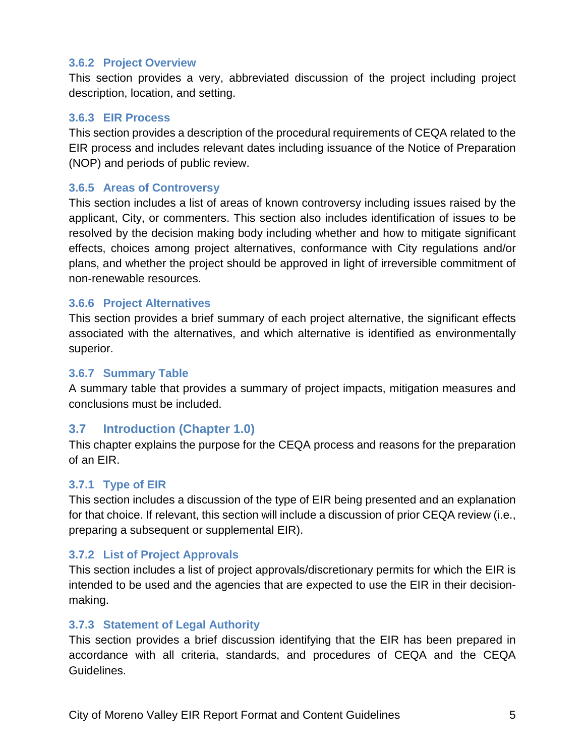### 3.6.2 Project Overview

This section provides a very, abbreviated discussion of the project including project description, location, and setting.

### 3.6.3 EIR Process

This section provides a description of the procedural requirements of CEQA related to the EIR process and includes relevant dates including issuance of the Notice of Preparation (NOP) and periods of public review.

### 3.6.5 Areas of Controversy

This section includes a list of areas of known controversy including issues raised by the applicant, City, or commenters. This section also includes identification of issues to be resolved by the decision making body including whether and how to mitigate significant effects, choices among project alternatives, conformance with City regulations and/or plans, and whether the project should be approved in light of irreversible commitment of non-renewable resources.

### 3.6.6 Project Alternatives

This section provides a brief summary of each project alternative, the significant effects associated with the alternatives, and which alternative is identified as environmentally superior.

### 3.6.7 Summary Table

A summary table that provides a summary of project impacts, mitigation measures and conclusions must be included.

## 3.7 Introduction (Chapter 1.0)

This chapter explains the purpose for the CEQA process and reasons for the preparation of an EIR.

### 3.7.1 Type of EIR

This section includes a discussion of the type of EIR being presented and an explanation for that choice. If relevant, this section will include a discussion of prior CEQA review (i.e., preparing a subsequent or supplemental EIR).

### 3.7.2 List of Project Approvals

This section includes a list of project approvals/discretionary permits for which the EIR is intended to be used and the agencies that are expected to use the EIR in their decision-making.

### 3.7.3 Statement of Legal Authority

This section provides a brief discussion identifying that the EIR has been prepared in accordance with all criteria, standards, and procedures of CEQA and the CEQA Guidelines.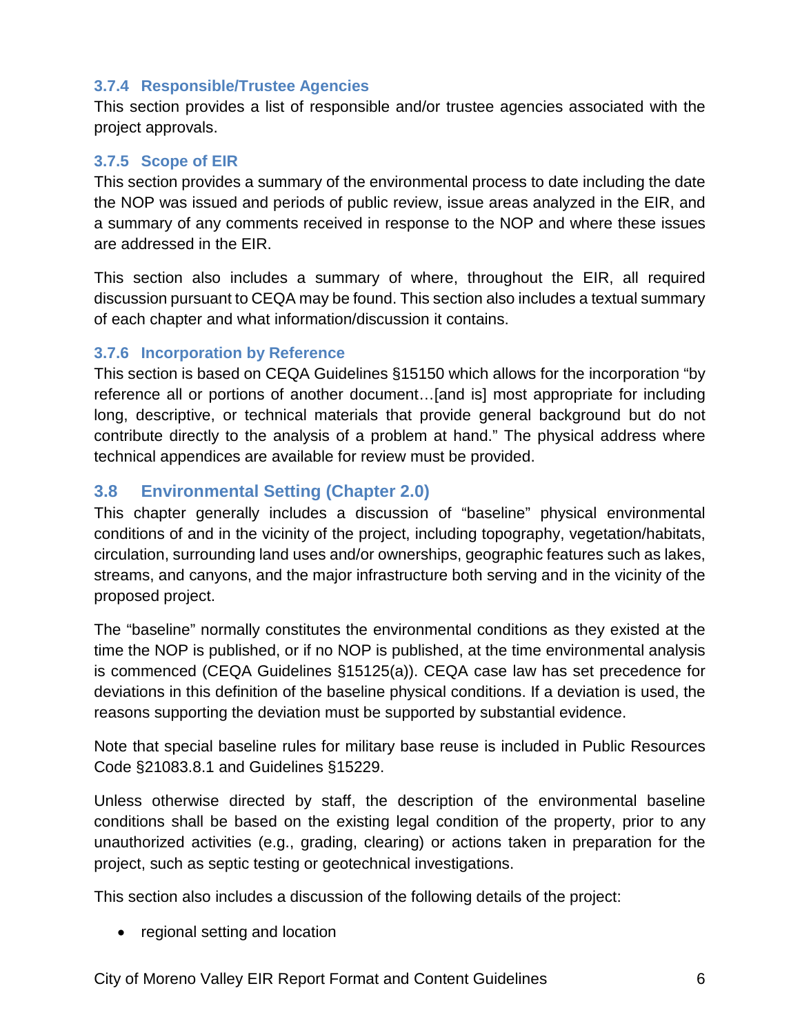### 3.7.4 Responsible/Trustee Agencies

This section provides a list of responsible and/or trustee agencies associated with the project approvals.

### 3.7.5 Scope of EIR

This section provides a summary of the environmental process to date including the date the NOP was issued and periods of public review, issue areas analyzed in the EIR, and a summary of any comments received in response to the NOP and where these issues are addressed in the EIR.

This section also includes a summary of where, throughout the EIR, all required discussion pursuant to CEQA may be found. This section also includes a textual summary of each chapter and what information/discussion it contains.

### 3.7.6 Incorporation by Reference

This section is based on CEQA Guidelines §15150 which allows for the incorporation "by reference all or portions of another document…[and is] most appropriate for including long, descriptive, or technical materials that provide general background but do not contribute directly to the analysis of a problem at hand." The physical address where technical appendices are available for review must be provided.

## 3.8 Environmental Setting (Chapter 2.0)

This chapter generally includes a discussion of "baseline" physical environmental conditions of and in the vicinity of the project, including topography, vegetation/habitats, circulation, surrounding land uses and/or ownerships, geographic features such as lakes, streams, and canyons, and the major infrastructure both serving and in the vicinity of the proposed project.

The "baseline" normally constitutes the environmental conditions as they existed at the time the NOP is published, or if no NOP is published, at the time environmental analysis is commenced (CEQA Guidelines §15125(a)). CEQA case law has set precedence for deviations in this definition of the baseline physical conditions. If a deviation is used, the reasons supporting the deviation must be supported by substantial evidence.

Note that special baseline rules for military base reuse is included in Public Resources Code §21083.8.1 and Guidelines §15229.

Unless otherwise directed by staff, the description of the environmental baseline conditions shall be based on the existing legal condition of the property, prior to any unauthorized activities (e.g., grading, clearing) or actions taken in preparation for the project, such as septic testing or geotechnical investigations.

This section also includes a discussion of the following details of the project:

- regional setting and location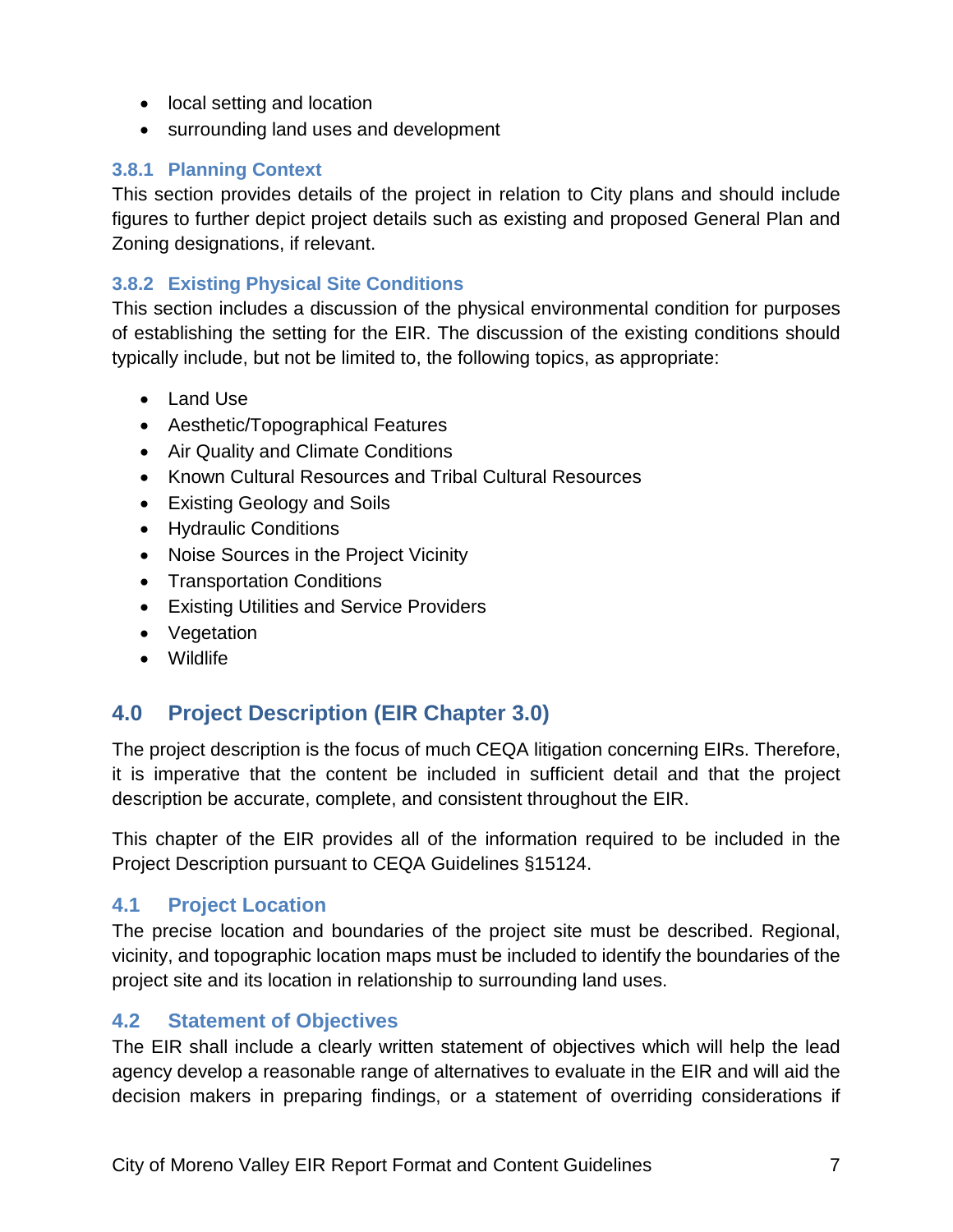- local setting and location
- surrounding land uses and development

### 3.8.1 Planning Context

This section provides details of the project in relation to City plans and should include figures to further depict project details such as existing and proposed General Plan and Zoning designations, if relevant.

### 3.8.2 Existing Physical Site Conditions

This section includes a discussion of the physical environmental condition for purposes of establishing the setting for the EIR. The discussion of the existing conditions should typically include, but not be limited to, the following topics, as appropriate:

- Land Use
- Aesthetic/Topographical Features
- Air Quality and Climate Conditions
- Known Cultural Resources and Tribal Cultural Resources
- Existing Geology and Soils
- Hydraulic Conditions
- Noise Sources in the Project Vicinity
- Transportation Conditions
- Existing Utilities and Service Providers
- Vegetation
- Wildlife

## 4.0 Project Description (EIR Chapter 3.0)

The project description is the focus of much CEQA litigation concerning EIRs. Therefore, it is imperative that the content be included in sufficient detail and that the project description be accurate, complete, and consistent throughout the EIR.

This chapter of the EIR provides all of the information required to be included in the Project Description pursuant to CEQA Guidelines §15124.

### 4.1 Project Location

The precise location and boundaries of the project site must be described. Regional, vicinity, and topographic location maps must be included to identify the boundaries of the project site and its location in relationship to surrounding land uses.

### 4.2 Statement of Objectives

The EIR shall include a clearly written statement of objectives which will help the lead agency develop a reasonable range of alternatives to evaluate in the EIR and will aid the decision makers in preparing findings, or a statement of overriding considerations if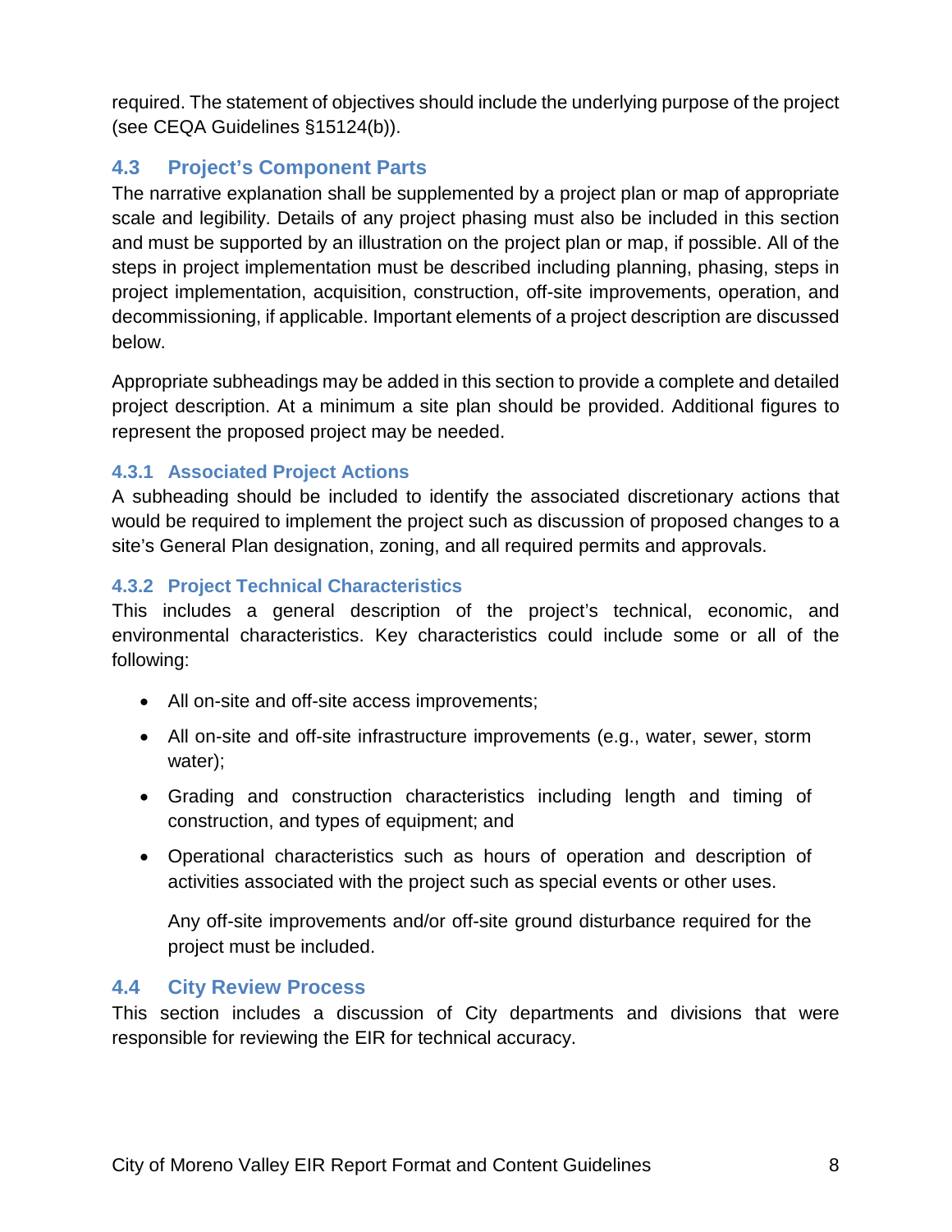required. The statement of objectives should include the underlying purpose of the project (see CEQA Guidelines §15124(b)).

## 4.3 Project's Component Parts

The narrative explanation shall be supplemented by a project plan or map of appropriate scale and legibility. Details of any project phasing must also be included in this section and must be supported by an illustration on the project plan or map, if possible. All of the steps in project implementation must be described including planning, phasing, steps in project implementation, acquisition, construction, off-site improvements, operation, and decommissioning, if applicable. Important elements of a project description are discussed below.

Appropriate subheadings may be added in this section to provide a complete and detailed project description. At a minimum a site plan should be provided. Additional figures to represent the proposed project may be needed.

### 4.3.1 Associated Project Actions

A subheading should be included to identify the associated discretionary actions that would be required to implement the project such as discussion of proposed changes to a site's General Plan designation, zoning, and all required permits and approvals.

### 4.3.2 Project Technical Characteristics

This includes a general description of the project's technical, economic, and environmental characteristics. Key characteristics could include some or all of the following:

- All on-site and off-site access improvements;
- All on-site and off-site infrastructure improvements (e.g., water, sewer, storm water);
- Grading and construction characteristics including length and timing of construction, and types of equipment; and
- Operational characteristics such as hours of operation and description of activities associated with the project such as special events or other uses.

  Any off-site improvements and/or off-site ground disturbance required for the project must be included.

## 4.4 City Review Process

This section includes a discussion of City departments and divisions that were responsible for reviewing the EIR for technical accuracy.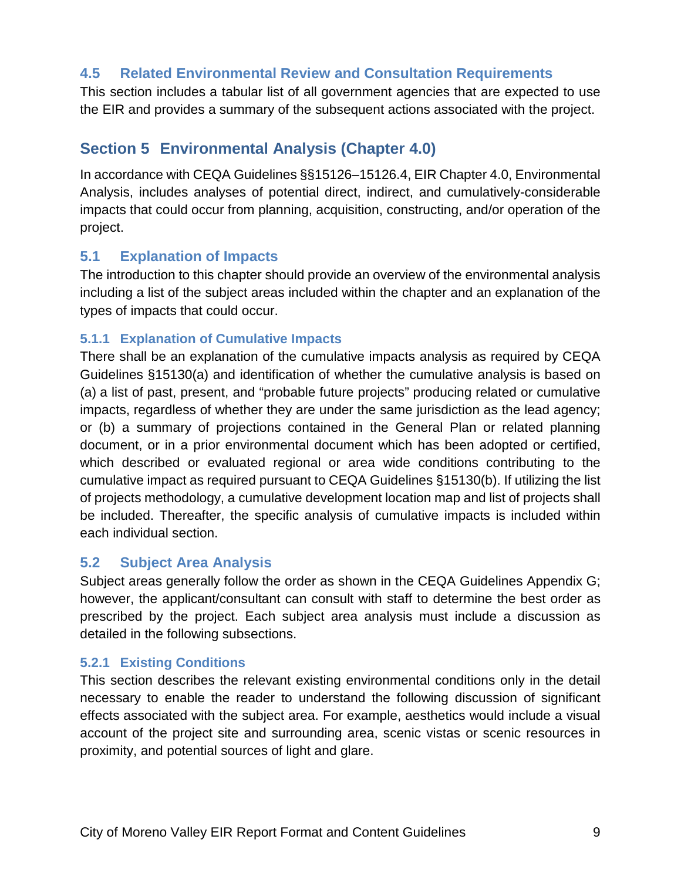### 4.5 Related Environmental Review and Consultation Requirements

This section includes a tabular list of all government agencies that are expected to use the EIR and provides a summary of the subsequent actions associated with the project.

## Section 5 Environmental Analysis (Chapter 4.0)

In accordance with CEQA Guidelines §§15126–15126.4, EIR Chapter 4.0, Environmental Analysis, includes analyses of potential direct, indirect, and cumulatively-considerable impacts that could occur from planning, acquisition, constructing, and/or operation of the project.

### 5.1 Explanation of Impacts

The introduction to this chapter should provide an overview of the environmental analysis including a list of the subject areas included within the chapter and an explanation of the types of impacts that could occur.

#### 5.1.1 Explanation of Cumulative Impacts

There shall be an explanation of the cumulative impacts analysis as required by CEQA Guidelines §15130(a) and identification of whether the cumulative analysis is based on (a) a list of past, present, and "probable future projects" producing related or cumulative impacts, regardless of whether they are under the same jurisdiction as the lead agency; or (b) a summary of projections contained in the General Plan or related planning document, or in a prior environmental document which has been adopted or certified, which described or evaluated regional or area wide conditions contributing to the cumulative impact as required pursuant to CEQA Guidelines §15130(b). If utilizing the list of projects methodology, a cumulative development location map and list of projects shall be included. Thereafter, the specific analysis of cumulative impacts is included within each individual section.

### 5.2 Subject Area Analysis

Subject areas generally follow the order as shown in the CEQA Guidelines Appendix G; however, the applicant/consultant can consult with staff to determine the best order as prescribed by the project. Each subject area analysis must include a discussion as detailed in the following subsections.

#### 5.2.1 Existing Conditions

This section describes the relevant existing environmental conditions only in the detail necessary to enable the reader to understand the following discussion of significant effects associated with the subject area. For example, aesthetics would include a visual account of the project site and surrounding area, scenic vistas or scenic resources in proximity, and potential sources of light and glare.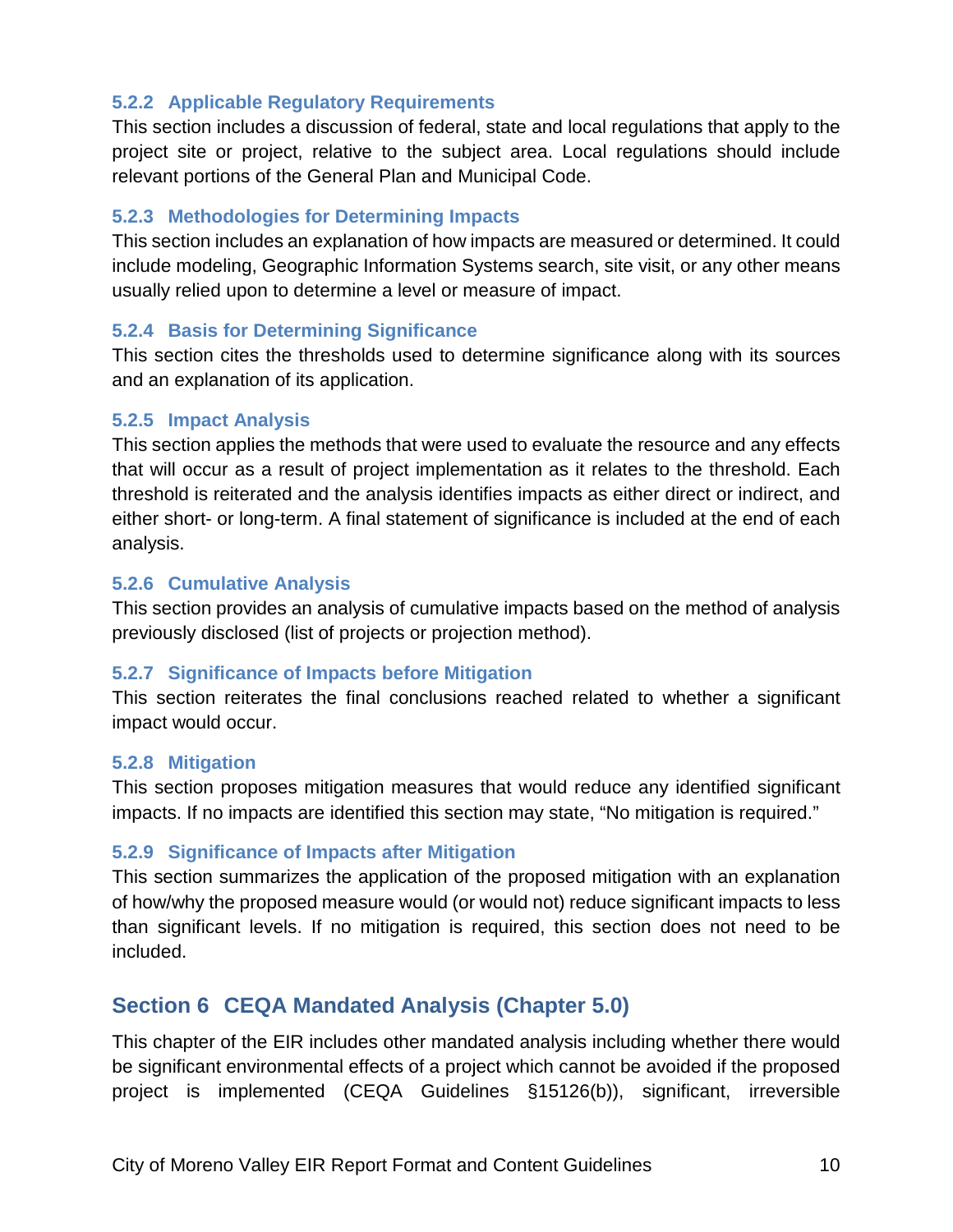### 5.2.2 Applicable Regulatory Requirements

This section includes a discussion of federal, state and local regulations that apply to the project site or project, relative to the subject area. Local regulations should include relevant portions of the General Plan and Municipal Code.

### 5.2.3 Methodologies for Determining Impacts

This section includes an explanation of how impacts are measured or determined. It could include modeling, Geographic Information Systems search, site visit, or any other means usually relied upon to determine a level or measure of impact.

### 5.2.4 Basis for Determining Significance

This section cites the thresholds used to determine significance along with its sources and an explanation of its application.

### 5.2.5 Impact Analysis

This section applies the methods that were used to evaluate the resource and any effects that will occur as a result of project implementation as it relates to the threshold. Each threshold is reiterated and the analysis identifies impacts as either direct or indirect, and either short- or long-term. A final statement of significance is included at the end of each analysis.

### 5.2.6 Cumulative Analysis

This section provides an analysis of cumulative impacts based on the method of analysis previously disclosed (list of projects or projection method).

### 5.2.7 Significance of Impacts before Mitigation

This section reiterates the final conclusions reached related to whether a significant impact would occur.

### 5.2.8 Mitigation

This section proposes mitigation measures that would reduce any identified significant impacts. If no impacts are identified this section may state, “No mitigation is required.”

### 5.2.9 Significance of Impacts after Mitigation

This section summarizes the application of the proposed mitigation with an explanation of how/why the proposed measure would (or would not) reduce significant impacts to less than significant levels. If no mitigation is required, this section does not need to be included.

## Section 6 CEQA Mandated Analysis (Chapter 5.0)

This chapter of the EIR includes other mandated analysis including whether there would be significant environmental effects of a project which cannot be avoided if the proposed project is implemented (CEQA Guidelines §15126(b)), significant, irreversible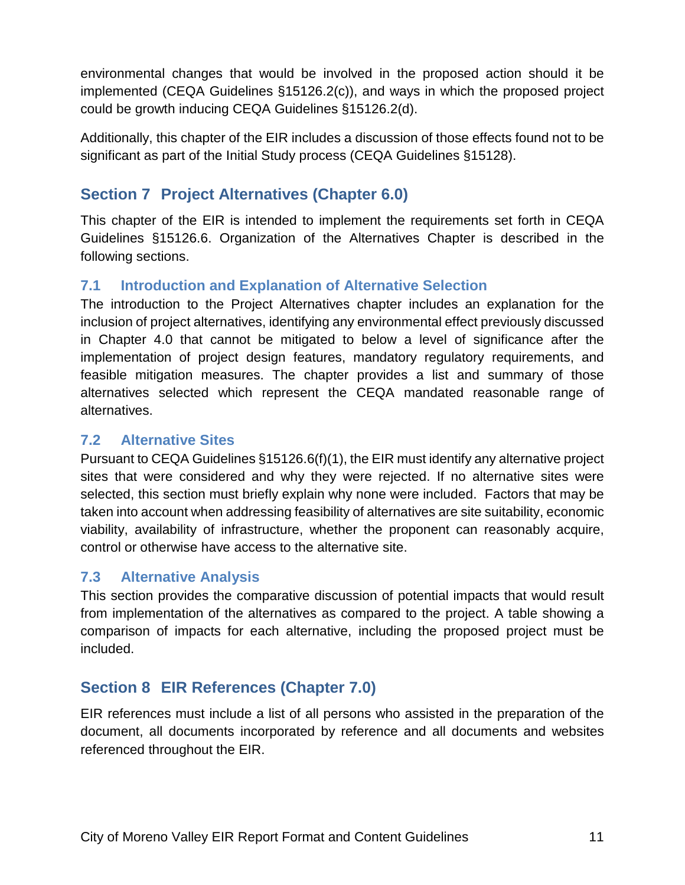environmental changes that would be involved in the proposed action should it be implemented (CEQA Guidelines §15126.2(c)), and ways in which the proposed project could be growth inducing CEQA Guidelines §15126.2(d).

Additionally, this chapter of the EIR includes a discussion of those effects found not to be significant as part of the Initial Study process (CEQA Guidelines §15128).

## Section 7 Project Alternatives (Chapter 6.0)

This chapter of the EIR is intended to implement the requirements set forth in CEQA Guidelines §15126.6. Organization of the Alternatives Chapter is described in the following sections.

### 7.1 Introduction and Explanation of Alternative Selection

The introduction to the Project Alternatives chapter includes an explanation for the inclusion of project alternatives, identifying any environmental effect previously discussed in Chapter 4.0 that cannot be mitigated to below a level of significance after the implementation of project design features, mandatory regulatory requirements, and feasible mitigation measures. The chapter provides a list and summary of those alternatives selected which represent the CEQA mandated reasonable range of alternatives.

### 7.2 Alternative Sites

Pursuant to CEQA Guidelines §15126.6(f)(1), the EIR must identify any alternative project sites that were considered and why they were rejected. If no alternative sites were selected, this section must briefly explain why none were included. Factors that may be taken into account when addressing feasibility of alternatives are site suitability, economic viability, availability of infrastructure, whether the proponent can reasonably acquire, control or otherwise have access to the alternative site.

### 7.3 Alternative Analysis

This section provides the comparative discussion of potential impacts that would result from implementation of the alternatives as compared to the project. A table showing a comparison of impacts for each alternative, including the proposed project must be included.

## Section 8 EIR References (Chapter 7.0)

EIR references must include a list of all persons who assisted in the preparation of the document, all documents incorporated by reference and all documents and websites referenced throughout the EIR.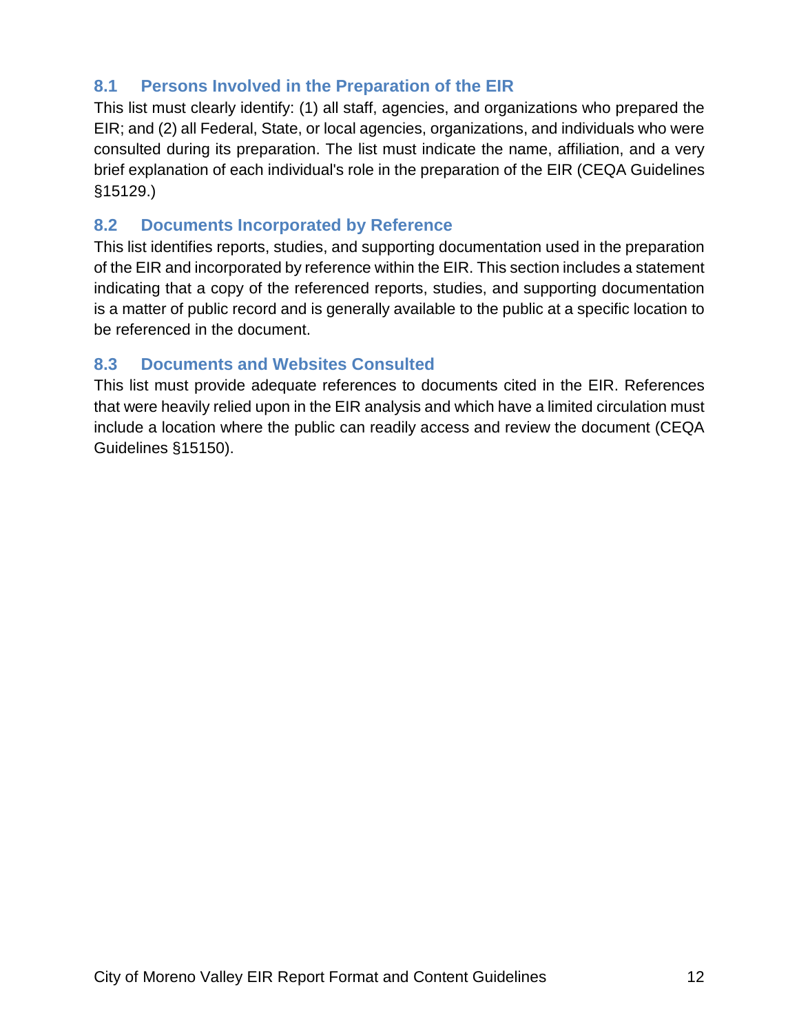## 8.1 Persons Involved in the Preparation of the EIR

This list must clearly identify: (1) all staff, agencies, and organizations who prepared the EIR; and (2) all Federal, State, or local agencies, organizations, and individuals who were consulted during its preparation. The list must indicate the name, affiliation, and a very brief explanation of each individual's role in the preparation of the EIR (CEQA Guidelines §15129.)

## 8.2 Documents Incorporated by Reference

This list identifies reports, studies, and supporting documentation used in the preparation of the EIR and incorporated by reference within the EIR. This section includes a statement indicating that a copy of the referenced reports, studies, and supporting documentation is a matter of public record and is generally available to the public at a specific location to be referenced in the document.

## 8.3 Documents and Websites Consulted

This list must provide adequate references to documents cited in the EIR. References that were heavily relied upon in the EIR analysis and which have a limited circulation must include a location where the public can readily access and review the document (CEQA Guidelines §15150).